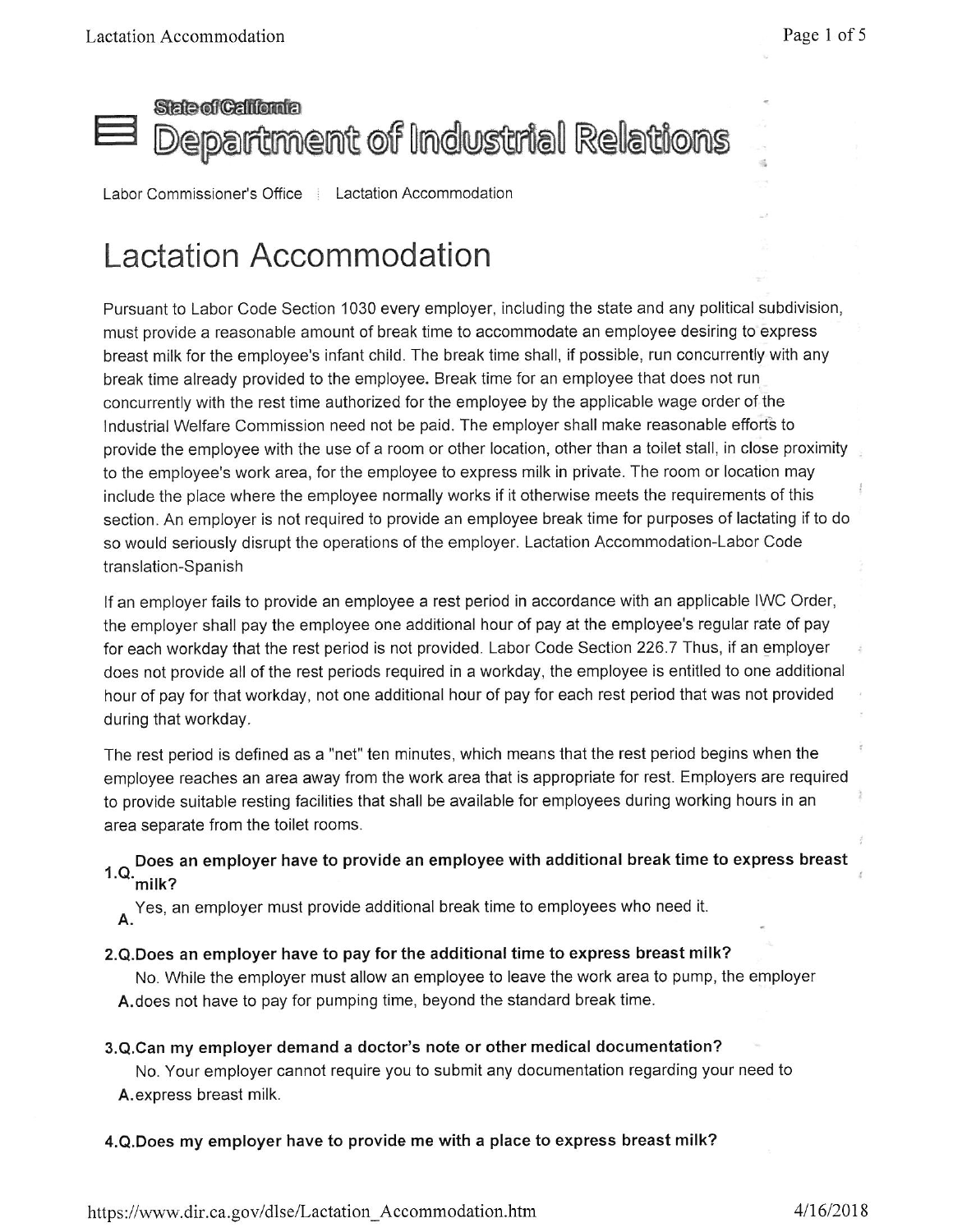State of California
# Department of Industrial Relations

Labor Commissioner's Office | Lactation Accommodation

## Lactation Accommodation

Pursuant to Labor Code Section 1030 every employer, including the state and any political subdivision, must provide a reasonable amount of break time to accommodate an employee desiring to express breast milk for the employee's infant child. The break time shall, if possible, run concurrently with any break time already provided to the employee. Break time for an employee that does not run concurrently with the rest time authorized for the employee by the applicable wage order of the Industrial Welfare Commission need not be paid. The employer shall make reasonable efforts to provide the employee with the use of a room or other location, other than a toilet stall, in close proximity to the employee's work area, for the employee to express milk in private. The room or location may include the place where the employee normally works if it otherwise meets the requirements of this section. An employer is not required to provide an employee break time for purposes of lactating if to do so would seriously disrupt the operations of the employer. Lactation Accommodation-Labor Code translation-Spanish

If an employer fails to provide an employee a rest period in accordance with an applicable IWC Order, the employer shall pay the employee one additional hour of pay at the employee's regular rate of pay for each workday that the rest period is not provided. Labor Code Section 226.7 Thus, if an employer does not provide all of the rest periods required in a workday, the employee is entitled to one additional hour of pay for that workday, not one additional hour of pay for each rest period that was not provided during that workday.

The rest period is defined as a "net" ten minutes, which means that the rest period begins when the employee reaches an area away from the work area that is appropriate for rest. Employers are required to provide suitable resting facilities that shall be available for employees during working hours in an area separate from the toilet rooms.

**1.Q. Does an employer have to provide an employee with additional break time to express breast milk?**

**A.** Yes, an employer must provide additional break time to employees who need it.

**2.Q. Does an employer have to pay for the additional time to express breast milk?**

**A.** No. While the employer must allow an employee to leave the work area to pump, the employer does not have to pay for pumping time, beyond the standard break time.

**3.Q. Can my employer demand a doctor's note or other medical documentation?**

**A.** No. Your employer cannot require you to submit any documentation regarding your need to express breast milk.

**4.Q. Does my employer have to provide me with a place to express breast milk?**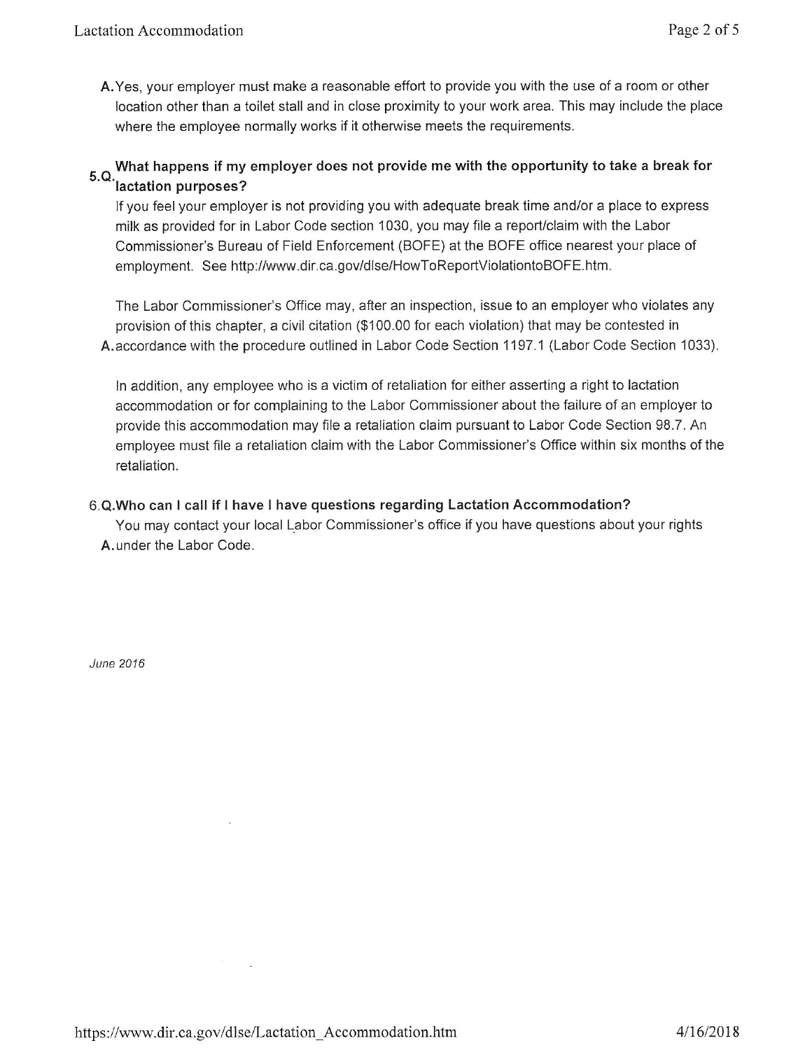**A.** Yes, your employer must make a reasonable effort to provide you with the use of a room or other location other than a toilet stall and in close proximity to your work area. This may include the place where the employee normally works if it otherwise meets the requirements.

**5.Q. What happens if my employer does not provide me with the opportunity to take a break for lactation purposes?**

**A.** If you feel your employer is not providing you with adequate break time and/or a place to express milk as provided for in Labor Code section 1030, you may file a report/claim with the Labor Commissioner's Bureau of Field Enforcement (BOFE) at the BOFE office nearest your place of employment. See http://www.dir.ca.gov/dlse/HowToReportViolationtoBOFE.htm.

The Labor Commissioner's Office may, after an inspection, issue to an employer who violates any provision of this chapter, a civil citation ($100.00 for each violation) that may be contested in accordance with the procedure outlined in Labor Code Section 1197.1 (Labor Code Section 1033).

In addition, any employee who is a victim of retaliation for either asserting a right to lactation accommodation or for complaining to the Labor Commissioner about the failure of an employer to provide this accommodation may file a retaliation claim pursuant to Labor Code Section 98.7. An employee must file a retaliation claim with the Labor Commissioner's Office within six months of the retaliation.

**6.Q. Who can I call if I have I have questions regarding Lactation Accommodation?**

**A.** You may contact your local Labor Commissioner's office if you have questions about your rights under the Labor Code.

*June 2016*